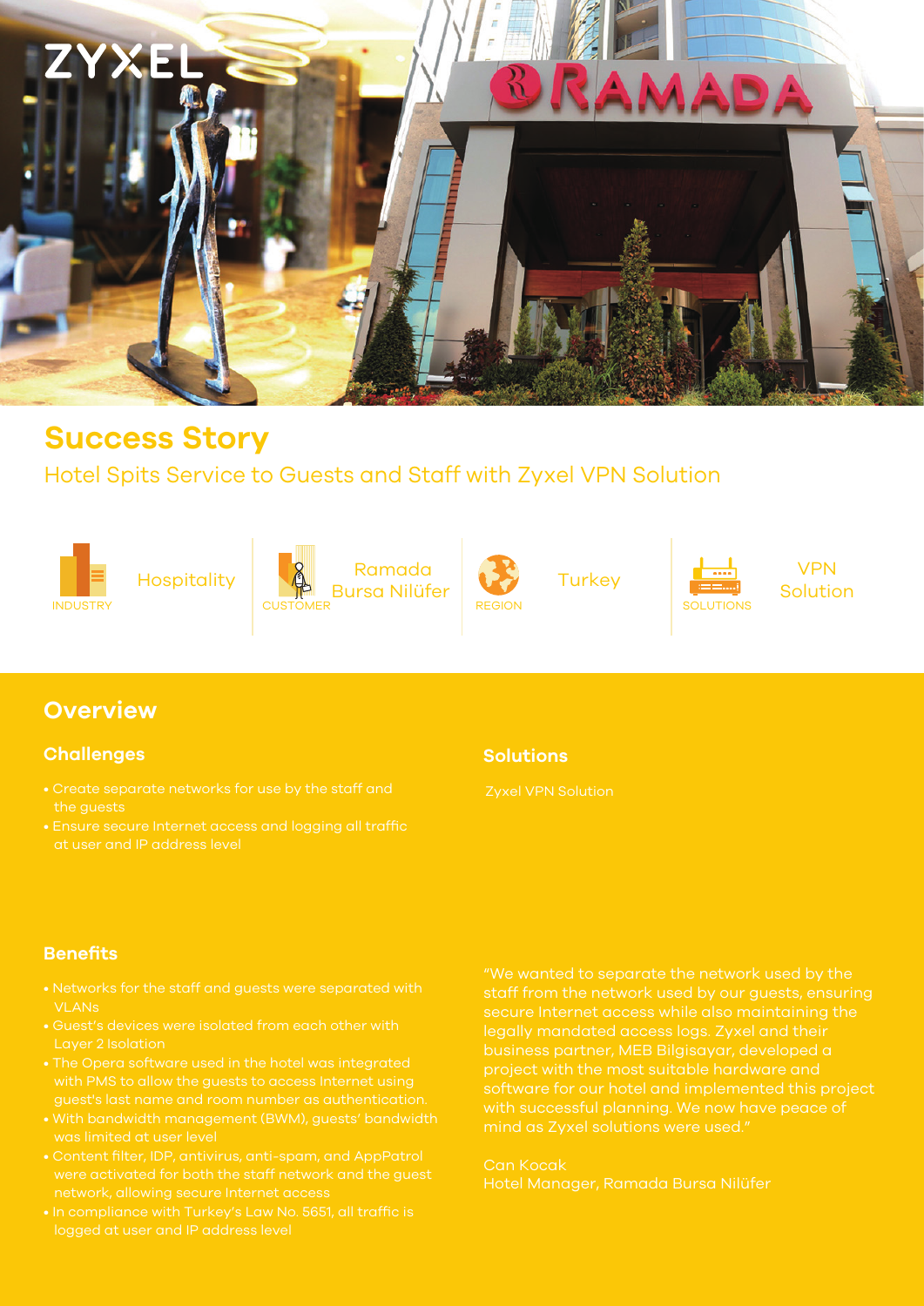# Success Story

## Hotel Spits Service to Guests and Staff with Zyxel VPN Solution

| INDUSTRY | CUSTOMER | REGION | SOLUTIONS |
| --- | --- | --- | --- |
| Hospitality | Ramada Bursa Nilüfer | Turkey | VPN Solution |

## Overview

### Challenges

- Create separate networks for use by the staff and the guests
- Ensure secure Internet access and logging all traffic at user and IP address level

### Solutions

Zyxel VPN Solution

### Benefits

- Networks for the staff and guests were separated with VLANs
- Guest's devices were isolated from each other with Layer 2 Isolation
- The Opera software used in the hotel was integrated with PMS to allow the guests to access Internet using guest's last name and room number as authentication.
- With bandwidth management (BWM), guests' bandwidth was limited at user level
- Content filter, IDP, antivirus, anti-spam, and AppPatrol were activated for both the staff network and the guest network, allowing secure Internet access
- In compliance with Turkey's Law No. 5651, all traffic is logged at user and IP address level

"We wanted to separate the network used by the staff from the network used by our guests, ensuring secure Internet access while also maintaining the legally mandated access logs. Zyxel and their business partner, MEB Bilgisayar, developed a project with the most suitable hardware and software for our hotel and implemented this project with successful planning. We now have peace of mind as Zyxel solutions were used."

Can Kocak
Hotel Manager, Ramada Bursa Nilüfer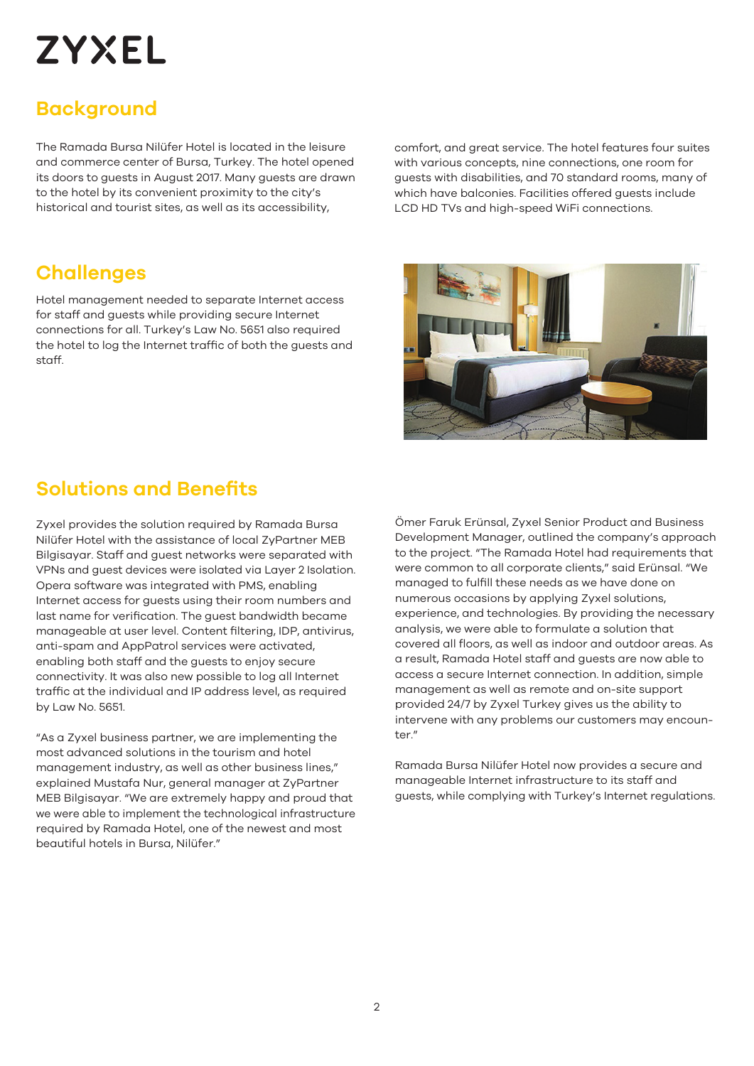ZYXEL

## Background

The Ramada Bursa Nilüfer Hotel is located in the leisure and commerce center of Bursa, Turkey. The hotel opened its doors to guests in August 2017. Many guests are drawn to the hotel by its convenient proximity to the city's historical and tourist sites, as well as its accessibility, comfort, and great service. The hotel features four suites with various concepts, nine connections, one room for guests with disabilities, and 70 standard rooms, many of which have balconies. Facilities offered guests include LCD HD TVs and high-speed WiFi connections.

## Challenges

Hotel management needed to separate Internet access for staff and guests while providing secure Internet connections for all. Turkey's Law No. 5651 also required the hotel to log the Internet traffic of both the guests and staff.

## Solutions and Benefits

Zyxel provides the solution required by Ramada Bursa Nilüfer Hotel with the assistance of local ZyPartner MEB Bilgisayar. Staff and guest networks were separated with VPNs and guest devices were isolated via Layer 2 Isolation. Opera software was integrated with PMS, enabling Internet access for guests using their room numbers and last name for verification. The guest bandwidth became manageable at user level. Content filtering, IDP, antivirus, anti-spam and AppPatrol services were activated, enabling both staff and the guests to enjoy secure connectivity. It was also new possible to log all Internet traffic at the individual and IP address level, as required by Law No. 5651.

"As a Zyxel business partner, we are implementing the most advanced solutions in the tourism and hotel management industry, as well as other business lines," explained Mustafa Nur, general manager at ZyPartner MEB Bilgisayar. "We are extremely happy and proud that we were able to implement the technological infrastructure required by Ramada Hotel, one of the newest and most beautiful hotels in Bursa, Nilüfer."

Ömer Faruk Erünsal, Zyxel Senior Product and Business Development Manager, outlined the company's approach to the project. "The Ramada Hotel had requirements that were common to all corporate clients," said Erünsal. "We managed to fulfill these needs as we have done on numerous occasions by applying Zyxel solutions, experience, and technologies. By providing the necessary analysis, we were able to formulate a solution that covered all floors, as well as indoor and outdoor areas. As a result, Ramada Hotel staff and guests are now able to access a secure Internet connection. In addition, simple management as well as remote and on-site support provided 24/7 by Zyxel Turkey gives us the ability to intervene with any problems our customers may encounter."

Ramada Bursa Nilüfer Hotel now provides a secure and manageable Internet infrastructure to its staff and guests, while complying with Turkey's Internet regulations.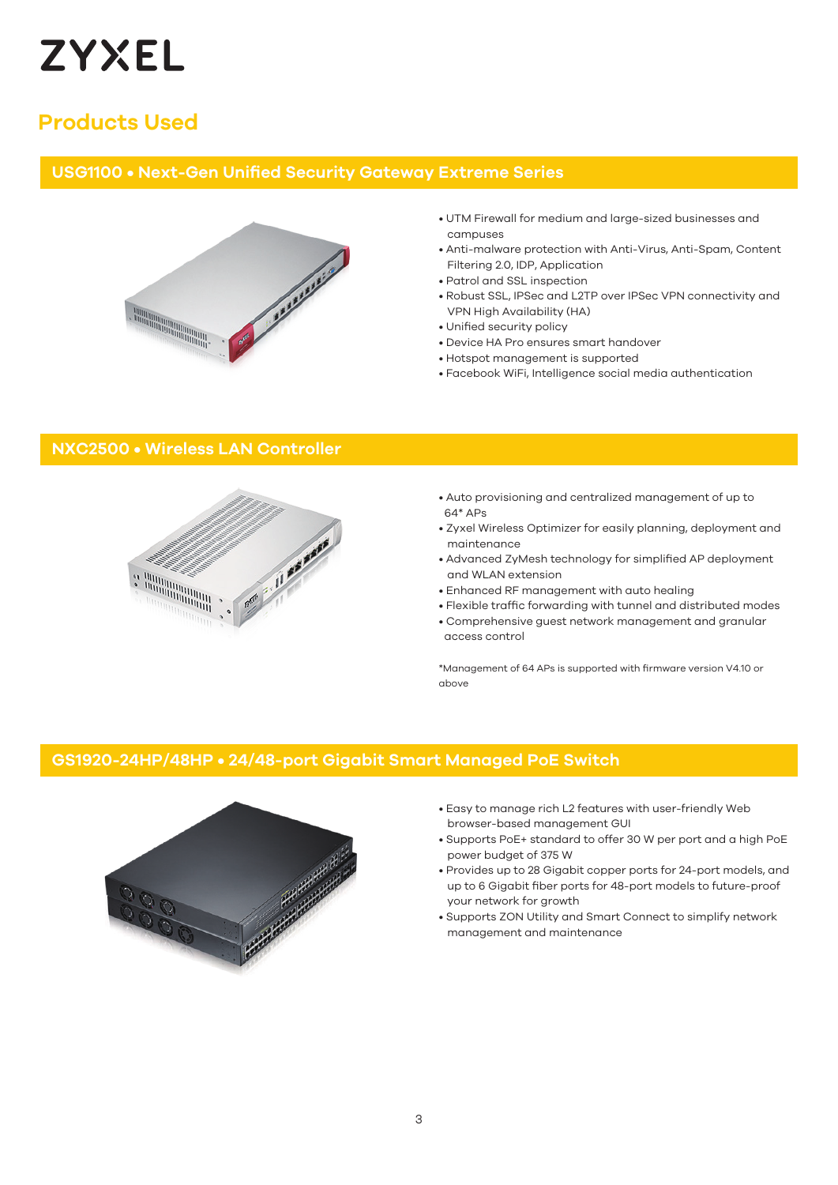## Products Used

### USG1100 • Next-Gen Unified Security Gateway Extreme Series

- UTM Firewall for medium and large-sized businesses and campuses
- Anti-malware protection with Anti-Virus, Anti-Spam, Content Filtering 2.0, IDP, Application
- Patrol and SSL inspection
- Robust SSL, IPSec and L2TP over IPSec VPN connectivity and VPN High Availability (HA)
- Unified security policy
- Device HA Pro ensures smart handover
- Hotspot management is supported
- Facebook WiFi, Intelligence social media authentication

### NXC2500 • Wireless LAN Controller

- Auto provisioning and centralized management of up to 64* APs
- Zyxel Wireless Optimizer for easily planning, deployment and maintenance
- Advanced ZyMesh technology for simplified AP deployment and WLAN extension
- Enhanced RF management with auto healing
- Flexible traffic forwarding with tunnel and distributed modes
- Comprehensive guest network management and granular access control

*Management of 64 APs is supported with firmware version V4.10 or above

### GS1920-24HP/48HP • 24/48-port Gigabit Smart Managed PoE Switch

- Easy to manage rich L2 features with user-friendly Web browser-based management GUI
- Supports PoE+ standard to offer 30 W per port and a high PoE power budget of 375 W
- Provides up to 28 Gigabit copper ports for 24-port models, and up to 6 Gigabit fiber ports for 48-port models to future-proof your network for growth
- Supports ZON Utility and Smart Connect to simplify network management and maintenance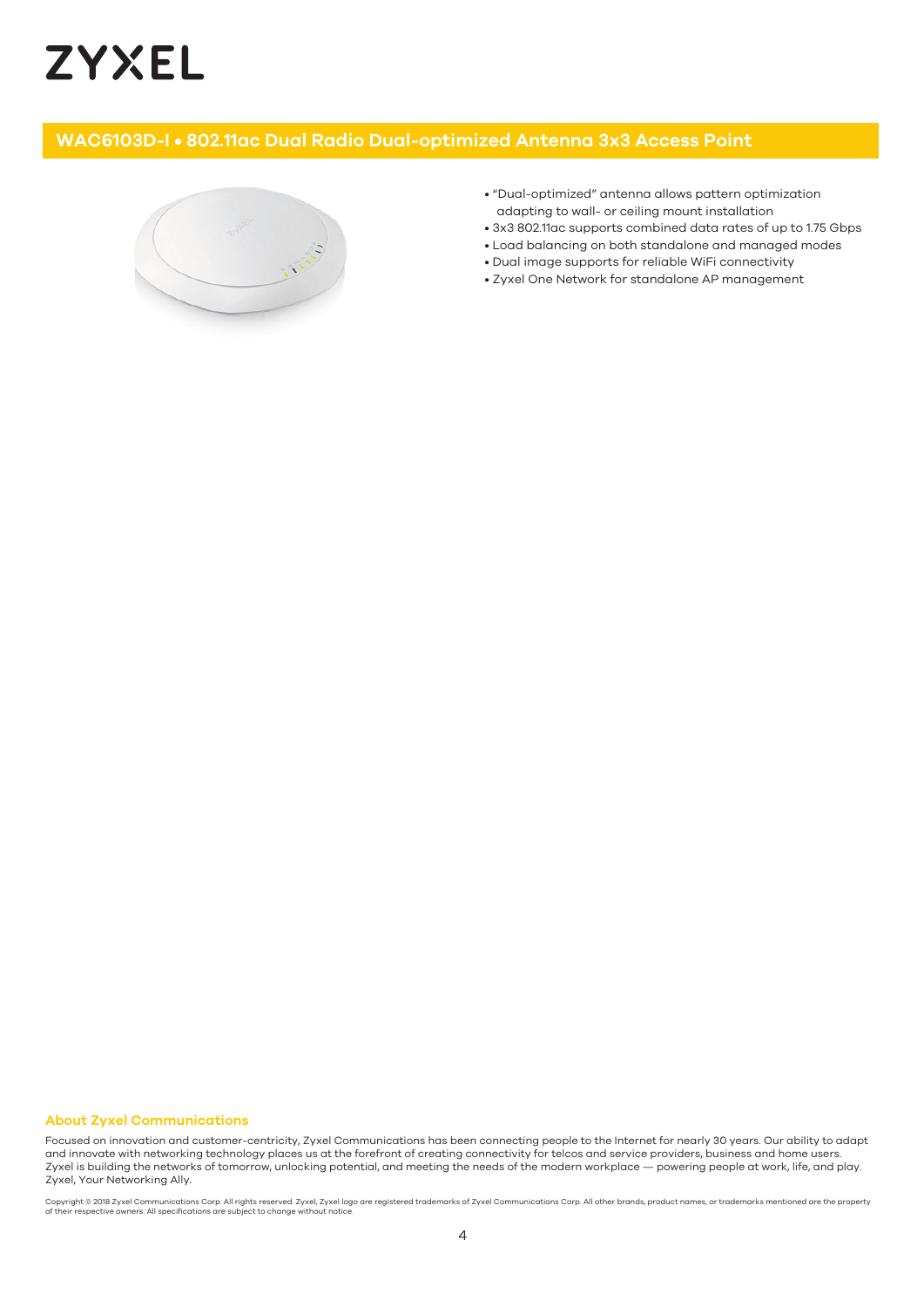# ZYXEL

## WAC6103D-I • 802.11ac Dual Radio Dual-optimized Antenna 3x3 Access Point

- "Dual-optimized" antenna allows pattern optimization adapting to wall- or ceiling mount installation
- 3x3 802.11ac supports combined data rates of up to 1.75 Gbps
- Load balancing on both standalone and managed modes
- Dual image supports for reliable WiFi connectivity
- Zyxel One Network for standalone AP management

### About Zyxel Communications

Focused on innovation and customer-centricity, Zyxel Communications has been connecting people to the Internet for nearly 30 years. Our ability to adapt and innovate with networking technology places us at the forefront of creating connectivity for telcos and service providers, business and home users. Zyxel is building the networks of tomorrow, unlocking potential, and meeting the needs of the modern workplace — powering people at work, life, and play. Zyxel, Your Networking Ally.

Copyright © 2018 Zyxel Communications Corp. All rights reserved. Zyxel, Zyxel logo are registered trademarks of Zyxel Communications Corp. All other brands, product names, or trademarks mentioned are the property of their respective owners. All specifications are subject to change without notice.